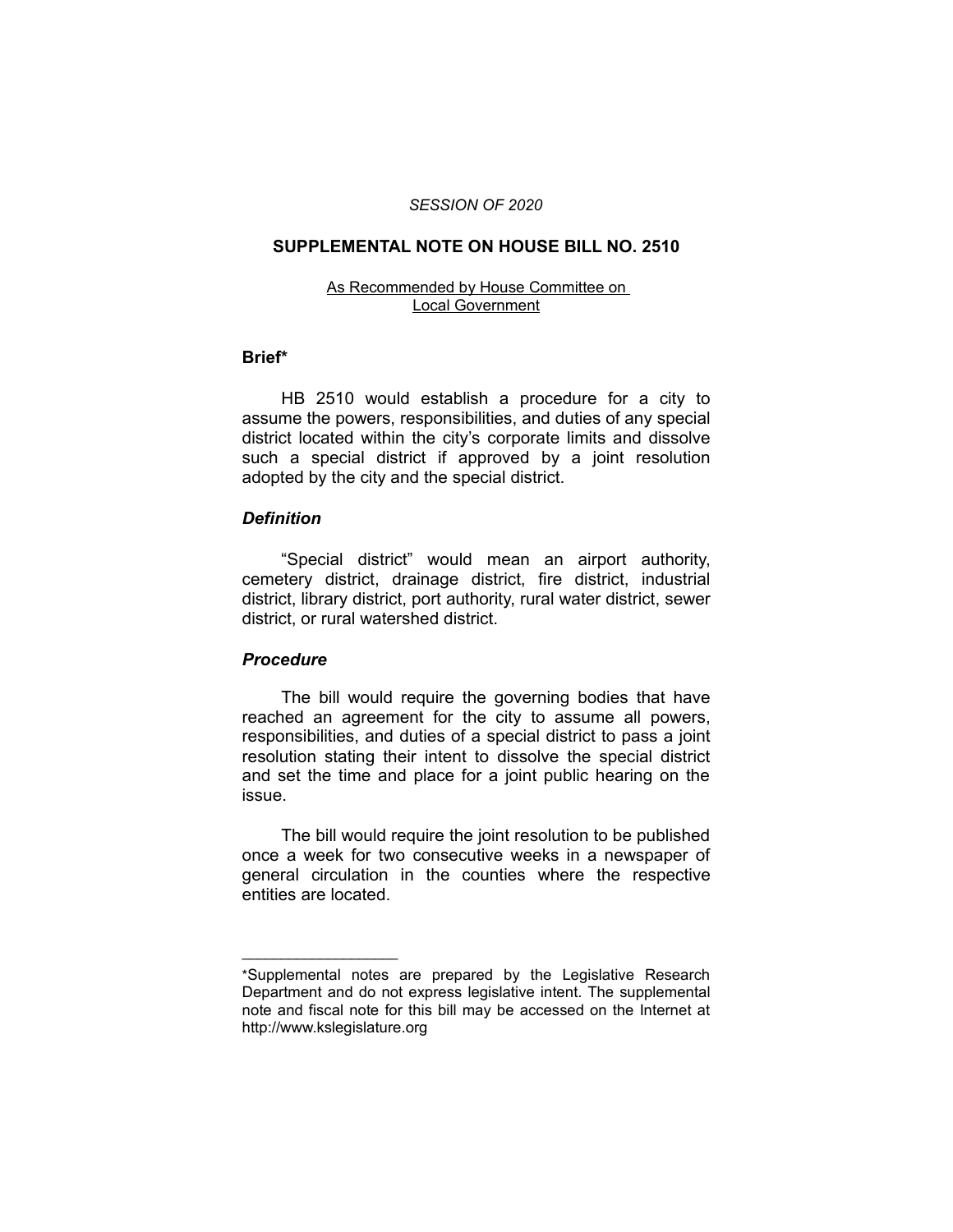*SESSION OF 2020*

# SUPPLEMENTAL NOTE ON HOUSE BILL NO. 2510

As Recommended by House Committee on Local Government

## Brief*

HB 2510 would establish a procedure for a city to assume the powers, responsibilities, and duties of any special district located within the city's corporate limits and dissolve such a special district if approved by a joint resolution adopted by the city and the special district.

### *Definition*

"Special district" would mean an airport authority, cemetery district, drainage district, fire district, industrial district, library district, port authority, rural water district, sewer district, or rural watershed district.

### *Procedure*

The bill would require the governing bodies that have reached an agreement for the city to assume all powers, responsibilities, and duties of a special district to pass a joint resolution stating their intent to dissolve the special district and set the time and place for a joint public hearing on the issue.

The bill would require the joint resolution to be published once a week for two consecutive weeks in a newspaper of general circulation in the counties where the respective entities are located.

---

*Supplemental notes are prepared by the Legislative Research Department and do not express legislative intent. The supplemental note and fiscal note for this bill may be accessed on the Internet at http://www.kslegislature.org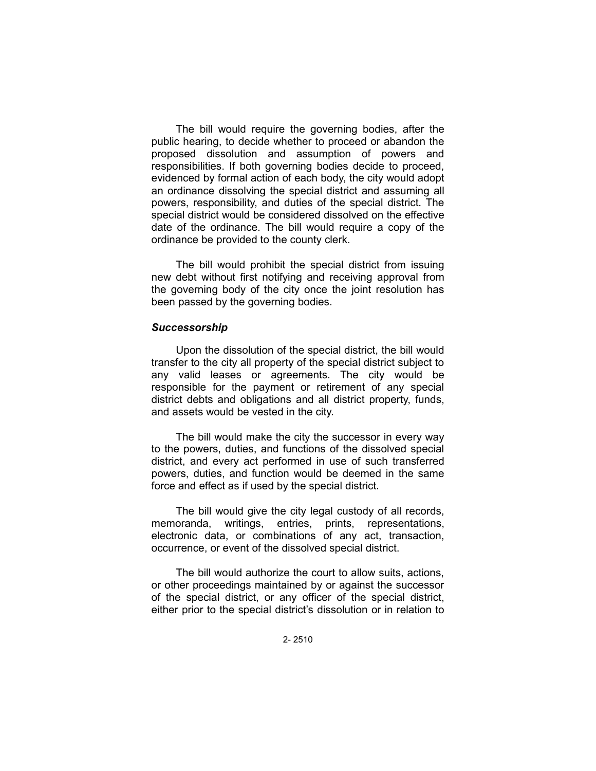The bill would require the governing bodies, after the public hearing, to decide whether to proceed or abandon the proposed dissolution and assumption of powers and responsibilities. If both governing bodies decide to proceed, evidenced by formal action of each body, the city would adopt an ordinance dissolving the special district and assuming all powers, responsibility, and duties of the special district. The special district would be considered dissolved on the effective date of the ordinance. The bill would require a copy of the ordinance be provided to the county clerk.

The bill would prohibit the special district from issuing new debt without first notifying and receiving approval from the governing body of the city once the joint resolution has been passed by the governing bodies.

### *Successorship*

Upon the dissolution of the special district, the bill would transfer to the city all property of the special district subject to any valid leases or agreements. The city would be responsible for the payment or retirement of any special district debts and obligations and all district property, funds, and assets would be vested in the city.

The bill would make the city the successor in every way to the powers, duties, and functions of the dissolved special district, and every act performed in use of such transferred powers, duties, and function would be deemed in the same force and effect as if used by the special district.

The bill would give the city legal custody of all records, memoranda, writings, entries, prints, representations, electronic data, or combinations of any act, transaction, occurrence, or event of the dissolved special district.

The bill would authorize the court to allow suits, actions, or other proceedings maintained by or against the successor of the special district, or any officer of the special district, either prior to the special district's dissolution or in relation to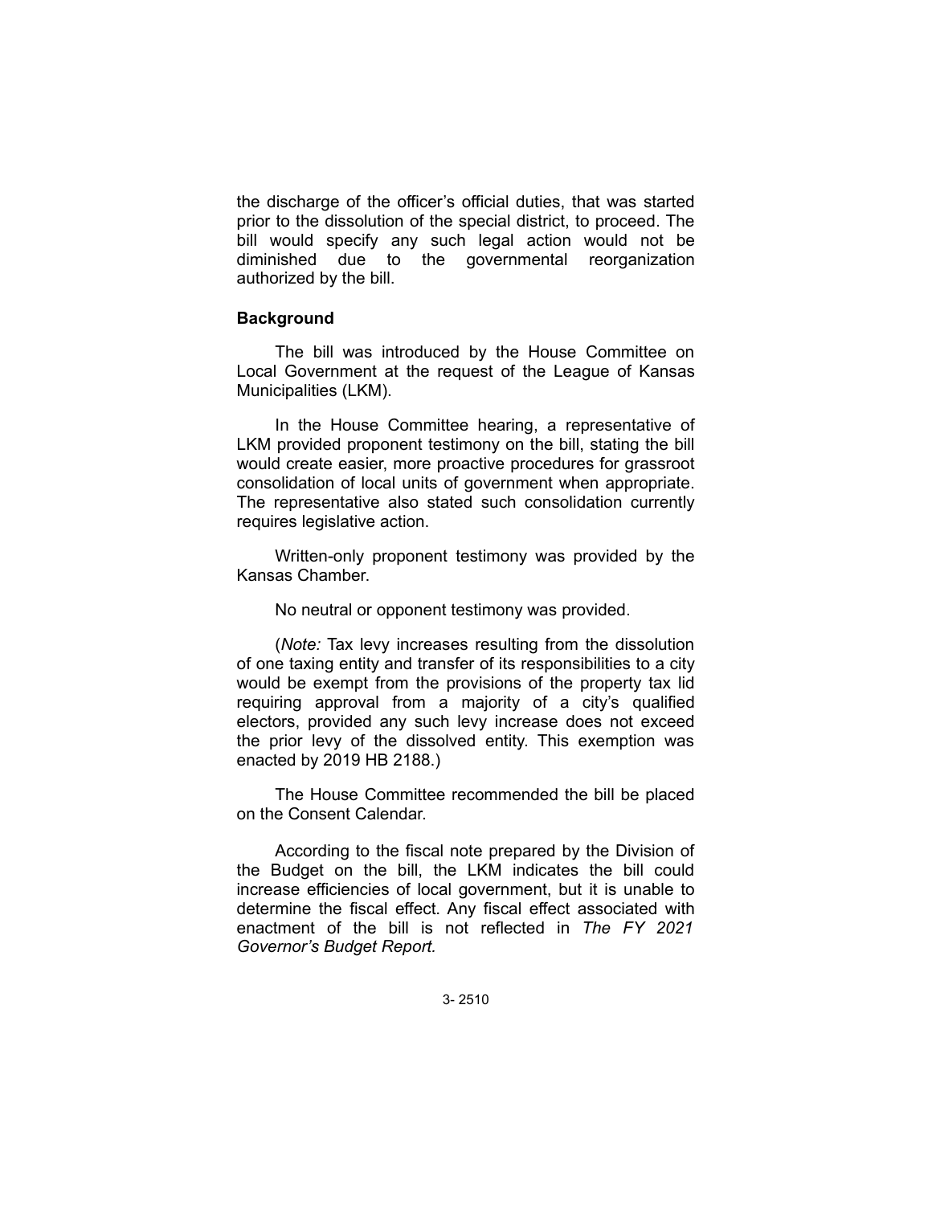the discharge of the officer's official duties, that was started prior to the dissolution of the special district, to proceed. The bill would specify any such legal action would not be diminished due to the governmental reorganization authorized by the bill.

**Background**

The bill was introduced by the House Committee on Local Government at the request of the League of Kansas Municipalities (LKM).

In the House Committee hearing, a representative of LKM provided proponent testimony on the bill, stating the bill would create easier, more proactive procedures for grassroot consolidation of local units of government when appropriate. The representative also stated such consolidation currently requires legislative action.

Written-only proponent testimony was provided by the Kansas Chamber.

No neutral or opponent testimony was provided.

(*Note:* Tax levy increases resulting from the dissolution of one taxing entity and transfer of its responsibilities to a city would be exempt from the provisions of the property tax lid requiring approval from a majority of a city's qualified electors, provided any such levy increase does not exceed the prior levy of the dissolved entity. This exemption was enacted by 2019 HB 2188.)

The House Committee recommended the bill be placed on the Consent Calendar.

According to the fiscal note prepared by the Division of the Budget on the bill, the LKM indicates the bill could increase efficiencies of local government, but it is unable to determine the fiscal effect. Any fiscal effect associated with enactment of the bill is not reflected in *The FY 2021 Governor's Budget Report.*